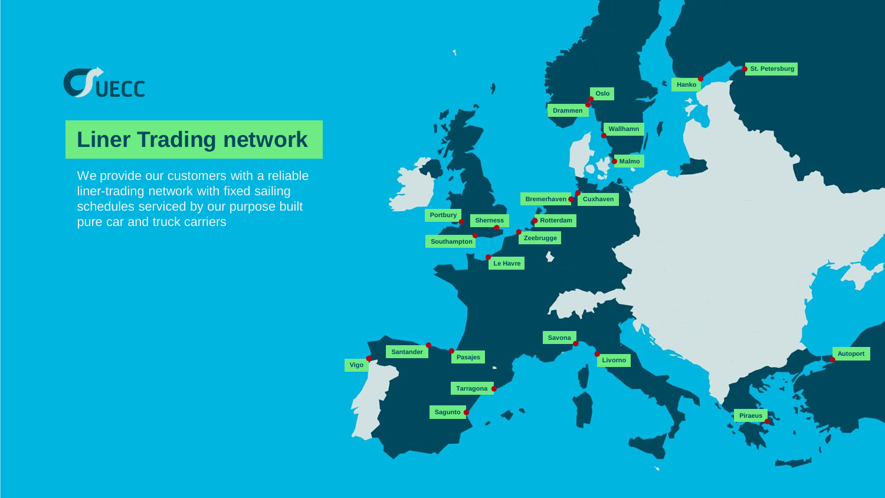UECC

# Liner Trading network

We provide our customers with a reliable liner-trading network with fixed sailing schedules serviced by our purpose built pure car and truck carriers

St. Petersburg

Hanko

Oslo

Drammen

Wallhamn

Malmo

Bremerhaven

Cuxhaven

Portbury

Sherness

Rotterdam

Southampton

Zeebrugge

Le Havre

Savona

Santander

Pasajes

Livorno

Autoport

Vigo

Tarragona

Sagunto

Piraeus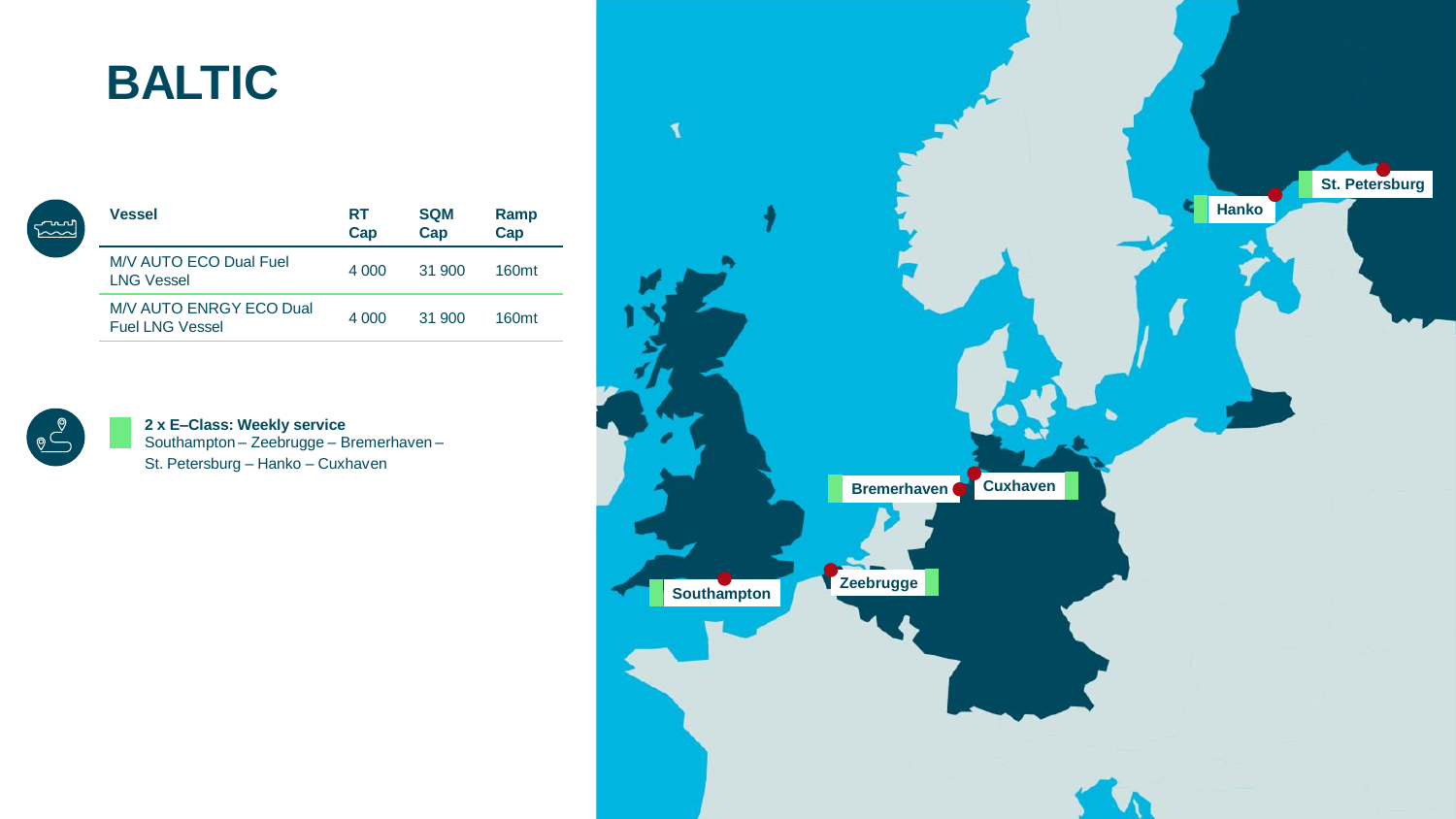# BALTIC

| Vessel | RT Cap | SQM Cap | Ramp Cap |
|---|---|---|---|
| M/V AUTO ECO Dual Fuel LNG Vessel | 4 000 | 31 900 | 160mt |
| M/V AUTO ENRGY ECO Dual Fuel LNG Vessel | 4 000 | 31 900 | 160mt |

**2 x E–Class: Weekly service**
Southampton – Zeebrugge – Bremerhaven – St. Petersburg – Hanko – Cuxhaven

St. Petersburg

Hanko

Bremerhaven

Cuxhaven

Zeebrugge

Southampton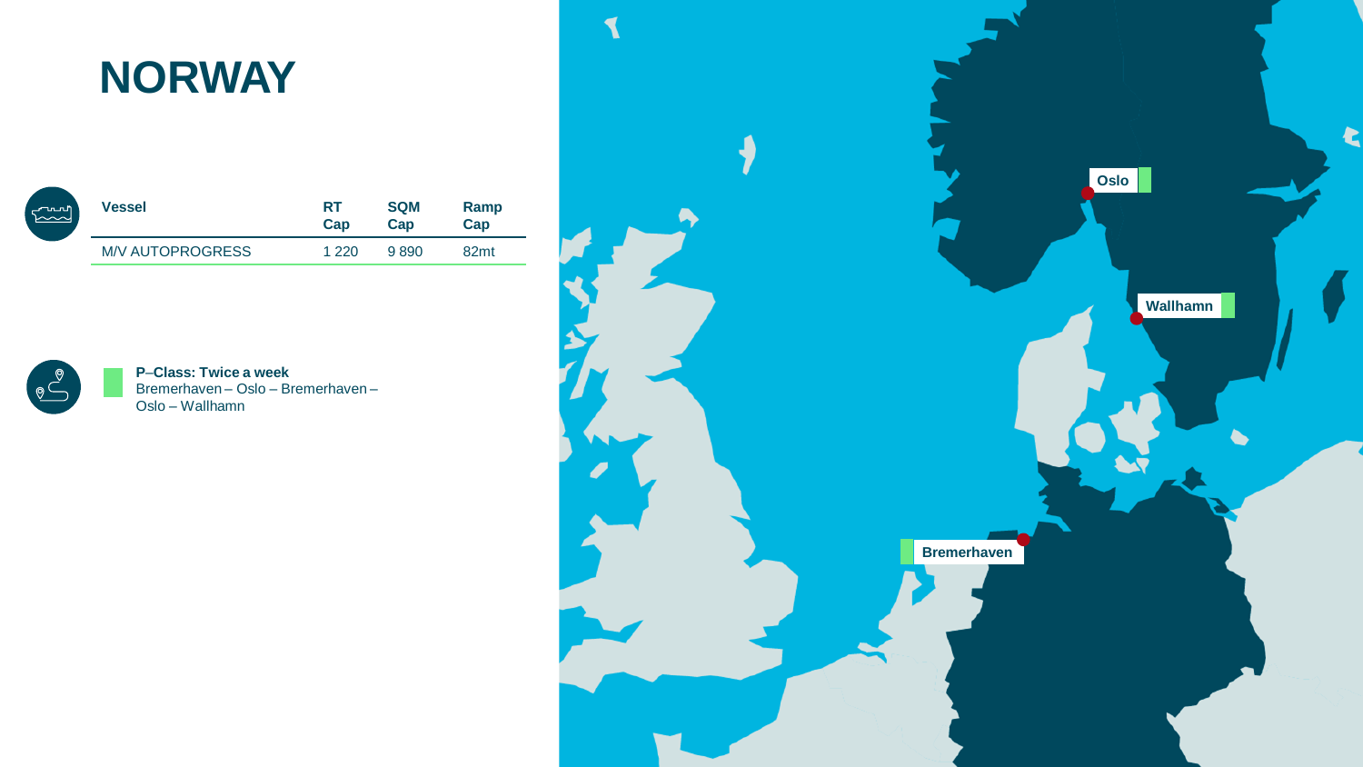# NORWAY

| Vessel | RT Cap | SQM Cap | Ramp Cap |
| --- | --- | --- | --- |
| M/V AUTOPROGRESS | 1 220 | 9 890 | 82mt |

**P–Class: Twice a week**
Bremerhaven – Oslo – Bremerhaven – Oslo – Wallhamn

Oslo

Wallhamn

Bremerhaven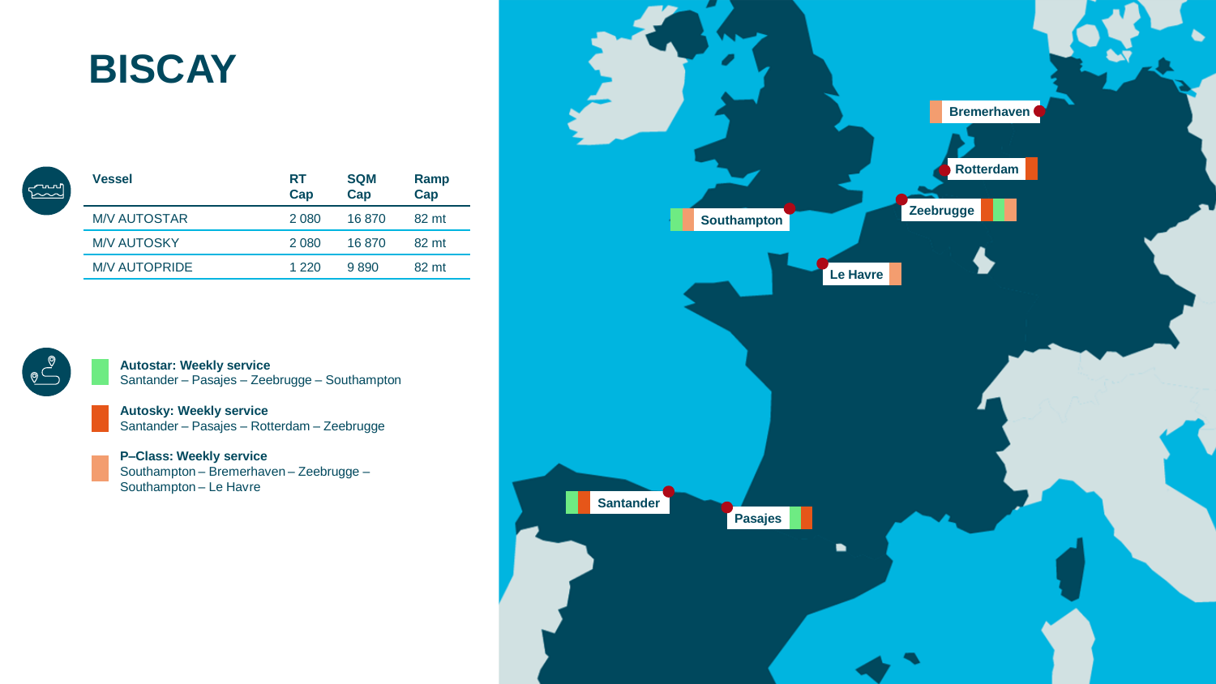# BISCAY

| Vessel | RT Cap | SQM Cap | Ramp Cap |
|---|---|---|---|
| M/V AUTOSTAR | 2 080 | 16 870 | 82 mt |
| M/V AUTOSKY | 2 080 | 16 870 | 82 mt |
| M/V AUTOPRIDE | 1 220 | 9 890 | 82 mt |

**Autostar: Weekly service**
Santander – Pasajes – Zeebrugge – Southampton

**Autosky: Weekly service**
Santander – Pasajes – Rotterdam – Zeebrugge

**P–Class: Weekly service**
Southampton – Bremerhaven – Zeebrugge – Southampton – Le Havre

Bremerhaven

Rotterdam

Zeebrugge

Southampton

Le Havre

Santander

Pasajes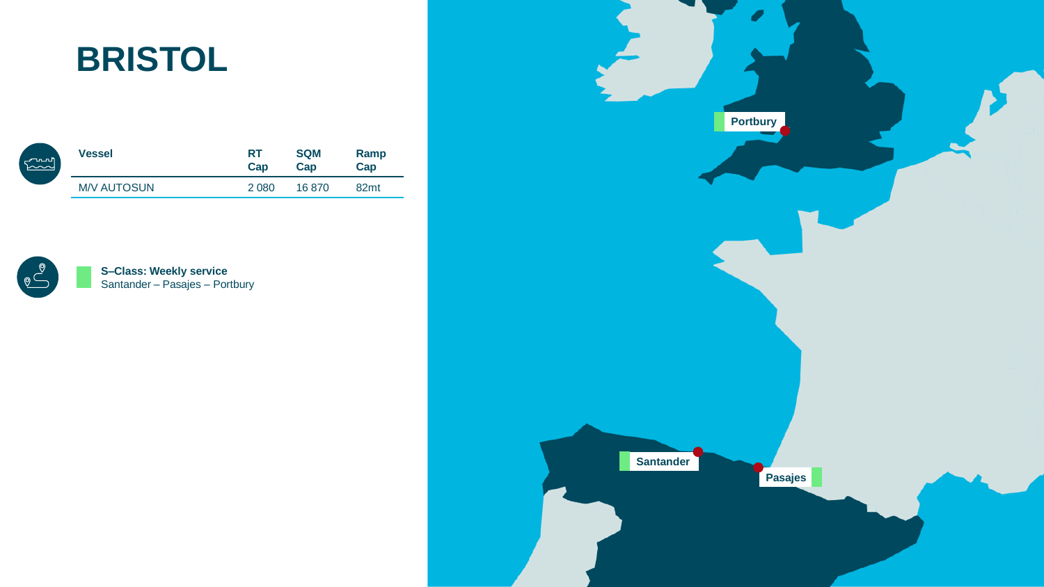# BRISTOL

| Vessel | RT Cap | SQM Cap | Ramp Cap |
|---|---|---|---|
| M/V AUTOSUN | 2 080 | 16 870 | 82mt |

**S–Class: Weekly service**
Santander – Pasajes – Portbury

Portbury

Santander

Pasajes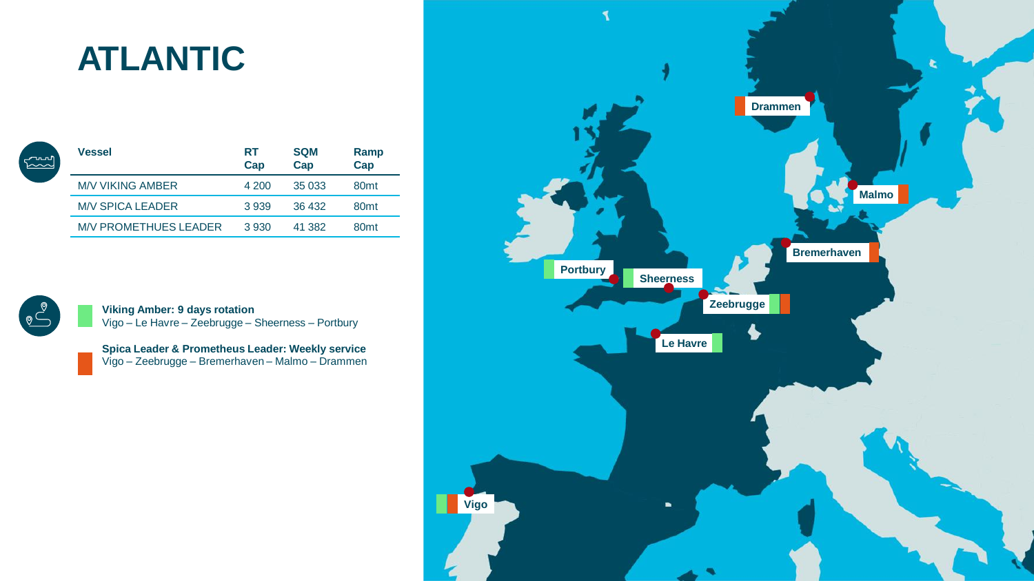# ATLANTIC

| Vessel | RT Cap | SQM Cap | Ramp Cap |
|---|---|---|---|
| M/V VIKING AMBER | 4 200 | 35 033 | 80mt |
| M/V SPICA LEADER | 3 939 | 36 432 | 80mt |
| M/V PROMETHUES LEADER | 3 930 | 41 382 | 80mt |

**Viking Amber: 9 days rotation**
Vigo – Le Havre – Zeebrugge – Sheerness – Portbury

**Spica Leader & Prometheus Leader: Weekly service**
Vigo – Zeebrugge – Bremerhaven – Malmo – Drammen

Drammen
Malmo
Bremerhaven
Portbury
Sheerness
Zeebrugge
Le Havre
Vigo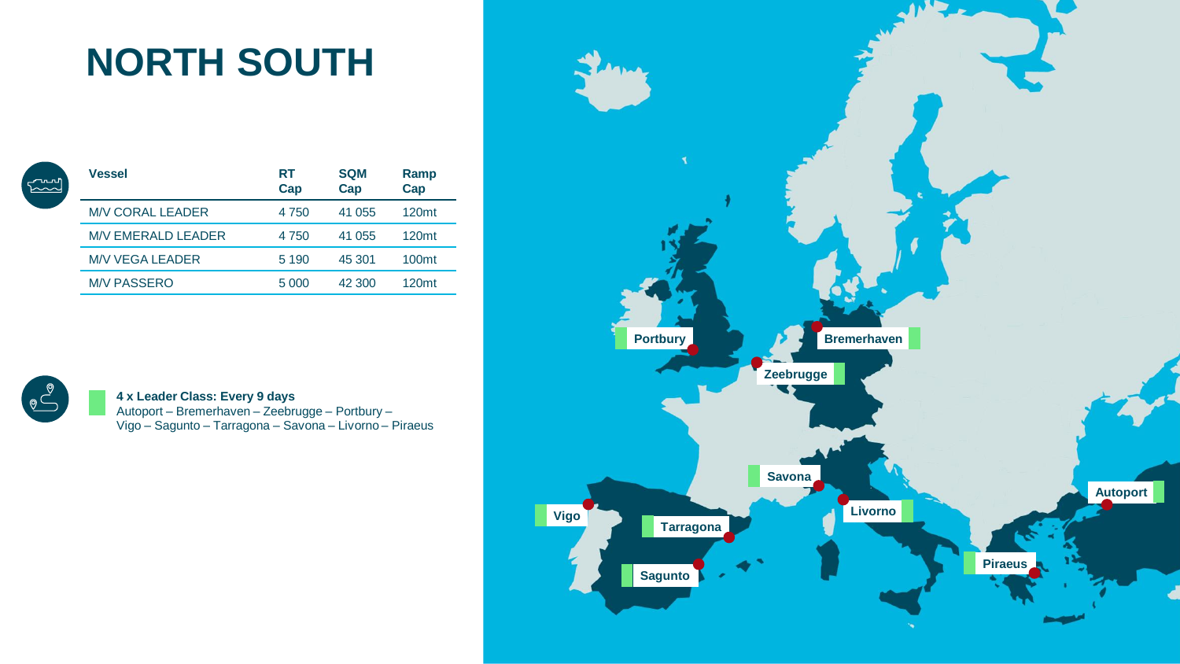# NORTH SOUTH

| Vessel | RT Cap | SQM Cap | Ramp Cap |
|---|---|---|---|
| M/V CORAL LEADER | 4 750 | 41 055 | 120mt |
| M/V EMERALD LEADER | 4 750 | 41 055 | 120mt |
| M/V VEGA LEADER | 5 190 | 45 301 | 100mt |
| M/V PASSERO | 5 000 | 42 300 | 120mt |

**4 x Leader Class: Every 9 days**
Autoport – Bremerhaven – Zeebrugge – Portbury –
Vigo – Sagunto – Tarragona – Savona – Livorno – Piraeus

Portbury
Bremerhaven
Zeebrugge
Savona
Autoport
Livorno
Vigo
Tarragona
Piraeus
Sagunto